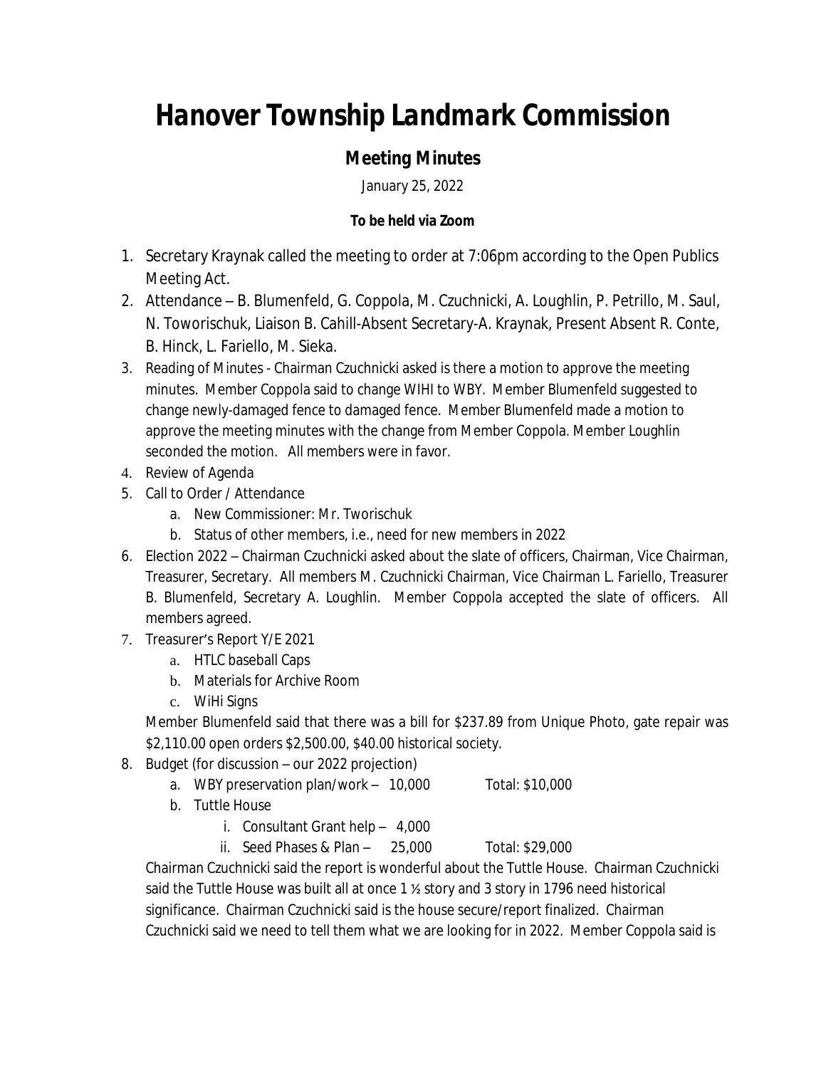# Hanover Township Landmark Commission

## Meeting Minutes

January 25, 2022

**To be held via Zoom**

1. Secretary Kraynak called the meeting to order at 7:06pm according to the Open Publics Meeting Act.
2. Attendance – B. Blumenfeld, G. Coppola, M. Czuchnicki, A. Loughlin, P. Petrillo, M. Saul, N. Toworischuk, Liaison B. Cahill-Absent Secretary-A. Kraynak, Present Absent R. Conte, B. Hinck, L. Fariello, M. Sieka.
3. Reading of Minutes - Chairman Czuchnicki asked is there a motion to approve the meeting minutes. Member Coppola said to change WIHI to WBY. Member Blumenfeld suggested to change newly-damaged fence to damaged fence. Member Blumenfeld made a motion to approve the meeting minutes with the change from Member Coppola. Member Loughlin seconded the motion. All members were in favor.
4. Review of Agenda
5. Call to Order / Attendance
   a. New Commissioner: Mr. Tworischuk
   b. Status of other members, i.e., need for new members in 2022
6. Election 2022 – Chairman Czuchnicki asked about the slate of officers, Chairman, Vice Chairman, Treasurer, Secretary. All members M. Czuchnicki Chairman, Vice Chairman L. Fariello, Treasurer B. Blumenfeld, Secretary A. Loughlin. Member Coppola accepted the slate of officers. All members agreed.
7. Treasurer's Report Y/E 2021
   a. HTLC baseball Caps
   b. Materials for Archive Room
   c. WiHi Signs

   Member Blumenfeld said that there was a bill for $237.89 from Unique Photo, gate repair was $2,110.00 open orders $2,500.00, $40.00 historical society.
8. Budget (for discussion – our 2022 projection)
   a. WBY preservation plan/work – 10,000 Total: $10,000
   b. Tuttle House
      i. Consultant Grant help – 4,000
      ii. Seed Phases & Plan – 25,000 Total: $29,000

   Chairman Czuchnicki said the report is wonderful about the Tuttle House. Chairman Czuchnicki said the Tuttle House was built all at once 1 ½ story and 3 story in 1796 need historical significance. Chairman Czuchnicki said is the house secure/report finalized. Chairman Czuchnicki said we need to tell them what we are looking for in 2022. Member Coppola said is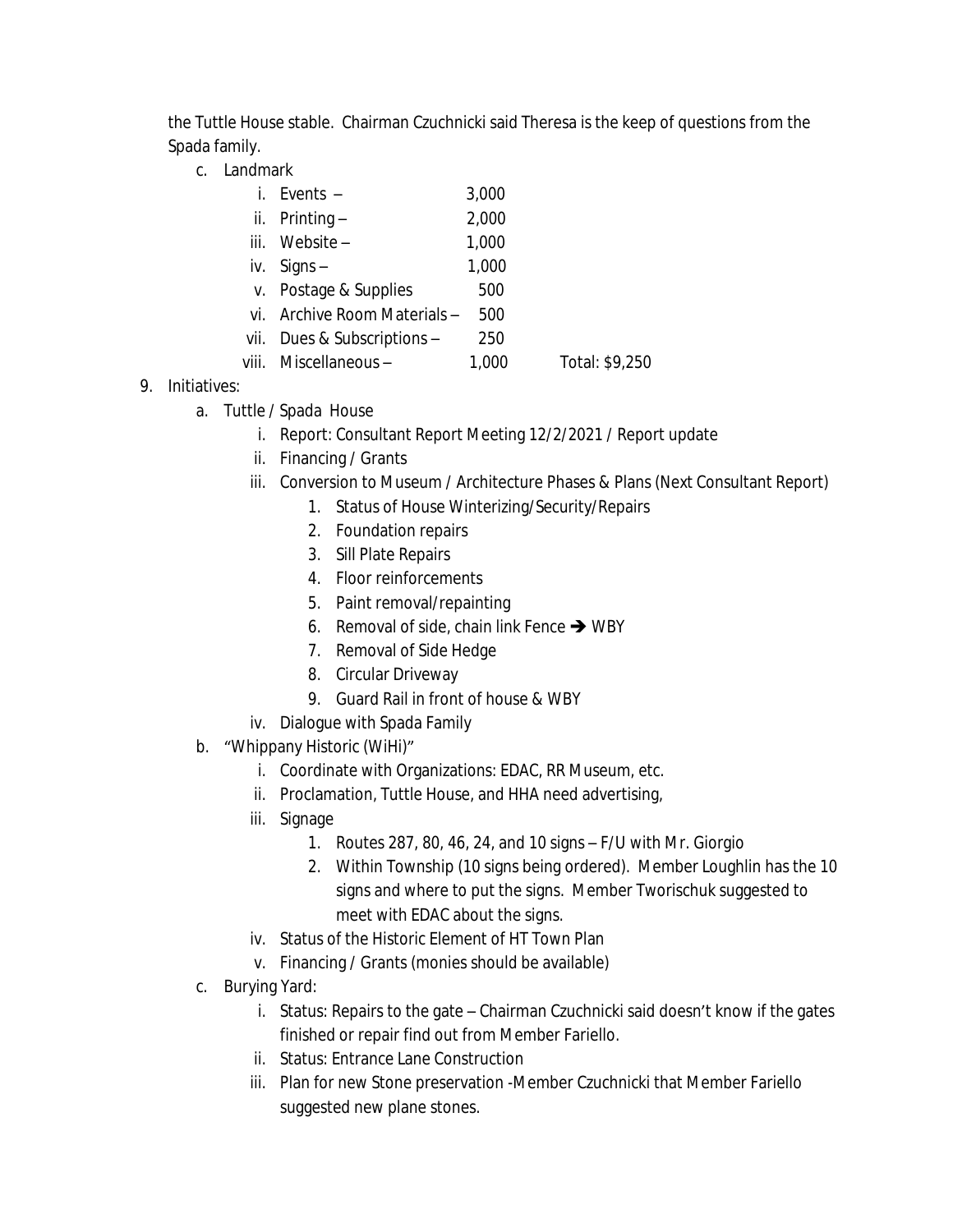the Tuttle House stable. Chairman Czuchnicki said Theresa is the keep of questions from the Spada family.

c. Landmark

| | | | |
|---|---|---|---|
| i. | Events – | 3,000 | |
| ii. | Printing – | 2,000 | |
| iii. | Website – | 1,000 | |
| iv. | Signs – | 1,000 | |
| v. | Postage & Supplies | 500 | |
| vi. | Archive Room Materials – | 500 | |
| vii. | Dues & Subscriptions – | 250 | |
| viii. | Miscellaneous – | 1,000 | Total: $9,250 |

9. Initiatives:
   a. Tuttle / Spada House
      i. Report: Consultant Report Meeting 12/2/2021 / Report update
      ii. Financing / Grants
      iii. Conversion to Museum / Architecture Phases & Plans (Next Consultant Report)
         1. Status of House Winterizing/Security/Repairs
         2. Foundation repairs
         3. Sill Plate Repairs
         4. Floor reinforcements
         5. Paint removal/repainting
         6. Removal of side, chain link Fence ➔ WBY
         7. Removal of Side Hedge
         8. Circular Driveway
         9. Guard Rail in front of house & WBY
      iv. Dialogue with Spada Family
   b. "Whippany Historic (WiHi)"
      i. Coordinate with Organizations: EDAC, RR Museum, etc.
      ii. Proclamation, Tuttle House, and HHA need advertising,
      iii. Signage
         1. Routes 287, 80, 46, 24, and 10 signs – F/U with Mr. Giorgio
         2. Within Township (10 signs being ordered). Member Loughlin has the 10 signs and where to put the signs. Member Tworischuk suggested to meet with EDAC about the signs.
      iv. Status of the Historic Element of HT Town Plan
      v. Financing / Grants (monies should be available)
   c. Burying Yard:
      i. Status: Repairs to the gate – Chairman Czuchnicki said doesn't know if the gates finished or repair find out from Member Fariello.
      ii. Status: Entrance Lane Construction
      iii. Plan for new Stone preservation -Member Czuchnicki that Member Fariello suggested new plane stones.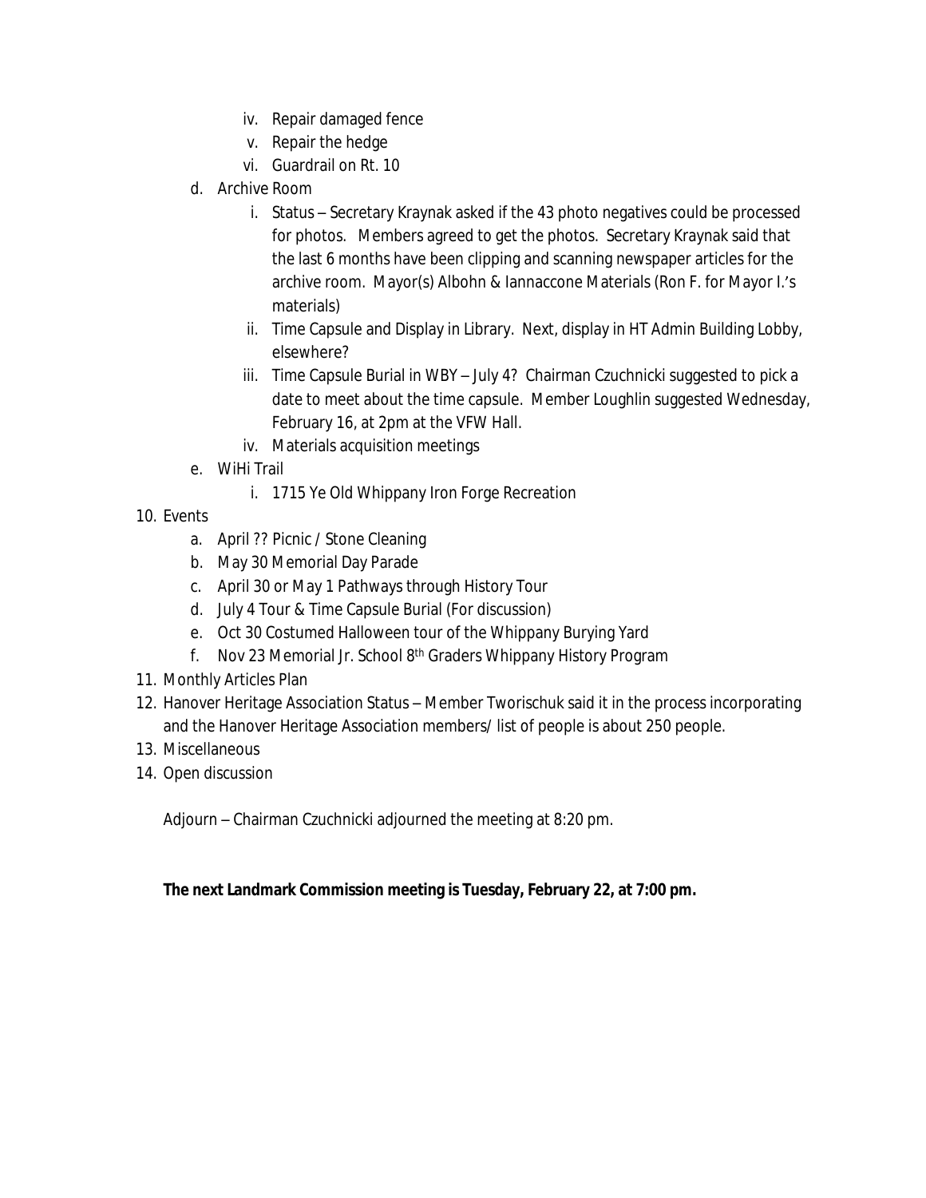- iv. Repair damaged fence
- v. Repair the hedge
- vi. Guardrail on Rt. 10

d. Archive Room

- i. Status – Secretary Kraynak asked if the 43 photo negatives could be processed for photos. Members agreed to get the photos. Secretary Kraynak said that the last 6 months have been clipping and scanning newspaper articles for the archive room. Mayor(s) Albohn & Iannaccone Materials (Ron F. for Mayor I.'s materials)
- ii. Time Capsule and Display in Library. Next, display in HT Admin Building Lobby, elsewhere?
- iii. Time Capsule Burial in WBY – July 4? Chairman Czuchnicki suggested to pick a date to meet about the time capsule. Member Loughlin suggested Wednesday, February 16, at 2pm at the VFW Hall.
- iv. Materials acquisition meetings

e. WiHi Trail

- i. 1715 Ye Old Whippany Iron Forge Recreation

10. Events
    - a. April ?? Picnic / Stone Cleaning
    - b. May 30 Memorial Day Parade
    - c. April 30 or May 1 Pathways through History Tour
    - d. July 4 Tour & Time Capsule Burial (For discussion)
    - e. Oct 30 Costumed Halloween tour of the Whippany Burying Yard
    - f. Nov 23 Memorial Jr. School 8th Graders Whippany History Program
11. Monthly Articles Plan
12. Hanover Heritage Association Status – Member Tworischuk said it in the process incorporating and the Hanover Heritage Association members/ list of people is about 250 people.
13. Miscellaneous
14. Open discussion

Adjourn – Chairman Czuchnicki adjourned the meeting at 8:20 pm.

**The next Landmark Commission meeting is Tuesday, February 22, at 7:00 pm.**